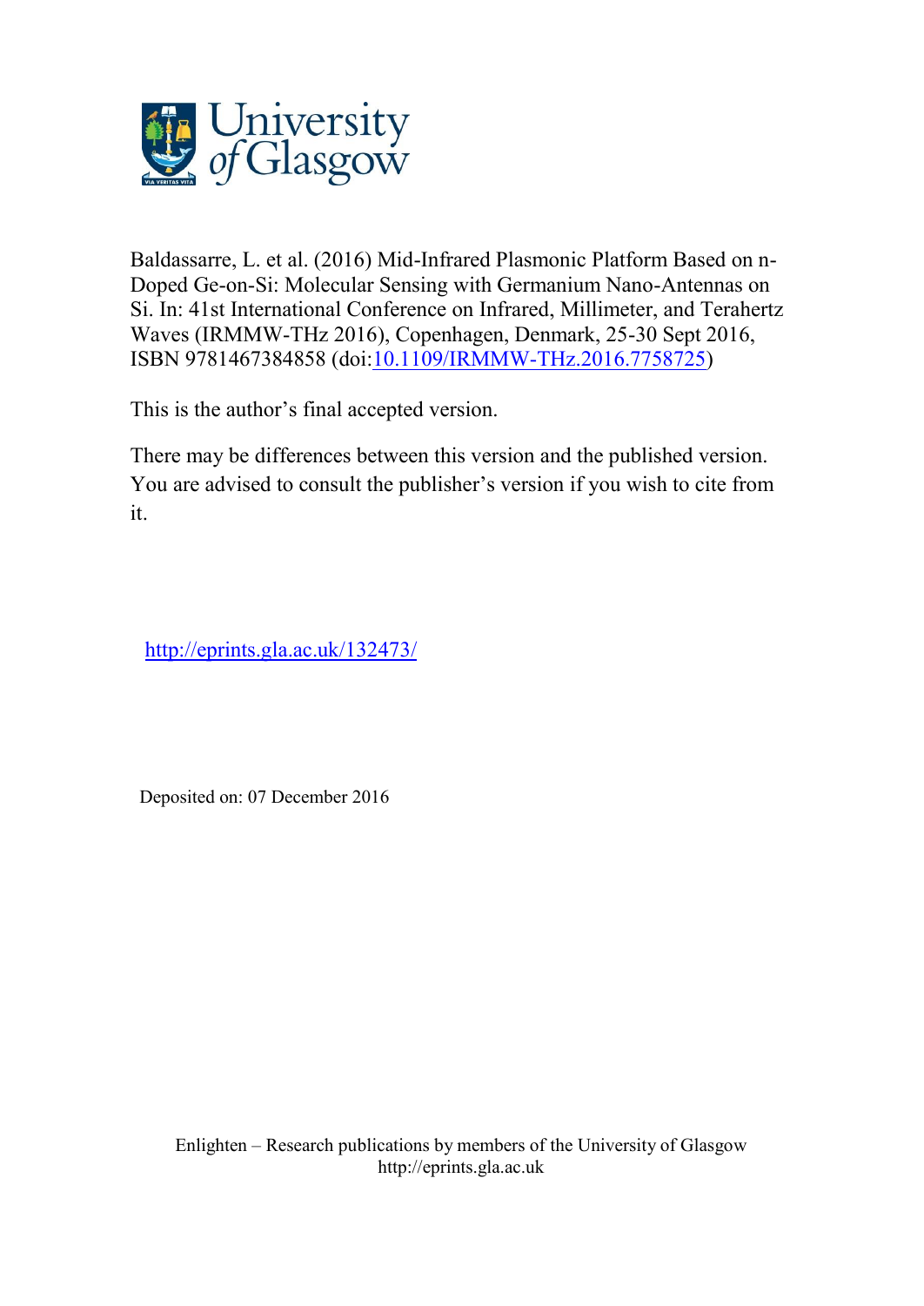University of Glasgow

Baldassarre, L. et al. (2016) Mid-Infrared Plasmonic Platform Based on n-Doped Ge-on-Si: Molecular Sensing with Germanium Nano-Antennas on Si. In: 41st International Conference on Infrared, Millimeter, and Terahertz Waves (IRMMW-THz 2016), Copenhagen, Denmark, 25-30 Sept 2016, ISBN 9781467384858 (doi:[10.1109/IRMMW-THz.2016.7758725](http://dx.doi.org/10.1109/IRMMW-THz.2016.7758725))

This is the author's final accepted version.

There may be differences between this version and the published version. You are advised to consult the publisher's version if you wish to cite from it.

http://eprints.gla.ac.uk/132473/

Deposited on: 07 December 2016

Enlighten – Research publications by members of the University of Glasgow
http://eprints.gla.ac.uk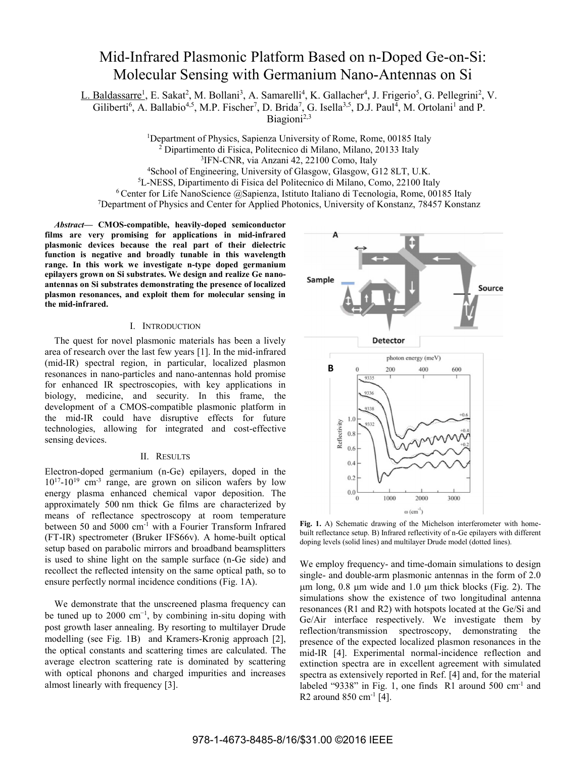# Mid-Infrared Plasmonic Platform Based on n-Doped Ge-on-Si: Molecular Sensing with Germanium Nano-Antennas on Si

L. Baldassarre[1], E. Sakat[2], M. Bollani[3], A. Samarelli[4], K. Gallacher[4], J. Frigerio[5], G. Pellegrini[2], V. Giliberti[6], A. Ballabio[4,5], M.P. Fischer[7], D. Brida[7], G. Isella[3,5], D.J. Paul[4], M. Ortolani[1] and P. Biagioni[2,3]

[1]Department of Physics, Sapienza University of Rome, Rome, 00185 Italy
[2] Dipartimento di Fisica, Politecnico di Milano, Milano, 20133 Italy
[3]IFN-CNR, via Anzani 42, 22100 Como, Italy
[4]School of Engineering, University of Glasgow, Glasgow, G12 8LT, U.K.
[5]L-NESS, Dipartimento di Fisica del Politecnico di Milano, Como, 22100 Italy
[6] Center for Life NanoScience @Sapienza, Istituto Italiano di Tecnologia, Rome, 00185 Italy
[7]Department of Physics and Center for Applied Photonics, University of Konstanz, 78457 Konstanz

***Abstract*— CMOS-compatible, heavily-doped semiconductor films are very promising for applications in mid-infrared plasmonic devices because the real part of their dielectric function is negative and broadly tunable in this wavelength range. In this work we investigate n-type doped germanium epilayers grown on Si substrates. We design and realize Ge nano-antennas on Si substrates demonstrating the presence of localized plasmon resonances, and exploit them for molecular sensing in the mid-infrared.**

## I. Introduction

The quest for novel plasmonic materials has been a lively area of research over the last few years [1]. In the mid-infrared (mid-IR) spectral region, in particular, localized plasmon resonances in nano-particles and nano-antennas hold promise for enhanced IR spectroscopies, with key applications in biology, medicine, and security. In this frame, the development of a CMOS-compatible plasmonic platform in the mid-IR could have disruptive effects for future technologies, allowing for integrated and cost-effective sensing devices.

## II. Results

Electron-doped germanium (n-Ge) epilayers, doped in the $10^{17}$-$10^{19}$ cm$^{-3}$ range, are grown on silicon wafers by low energy plasma enhanced chemical vapor deposition. The approximately 500 nm thick Ge films are characterized by means of reflectance spectroscopy at room temperature between 50 and 5000 cm$^{-1}$ with a Fourier Transform Infrared (FT-IR) spectrometer (Bruker IFS66v). A home-built optical setup based on parabolic mirrors and broadband beamsplitters is used to shine light on the sample surface (n-Ge side) and recollect the reflected intensity on the same optical path, so to ensure perfectly normal incidence conditions (Fig. 1A).

We demonstrate that the unscreened plasma frequency can be tuned up to 2000 cm$^{-1}$, by combining in-situ doping with post growth laser annealing. By resorting to multilayer Drude modelling (see Fig. 1B) and Kramers-Kronig approach [2], the optical constants and scattering times are calculated. The average electron scattering rate is dominated by scattering with optical phonons and charged impurities and increases almost linearly with frequency [3].

**Fig. 1.** A) Schematic drawing of the Michelson interferometer with home-built reflectance setup. B) Infrared reflectivity of n-Ge epilayers with different doping levels (solid lines) and multilayer Drude model (dotted lines).

We employ frequency- and time-domain simulations to design single- and double-arm plasmonic antennas in the form of 2.0 μm long, 0.8 μm wide and 1.0 μm thick blocks (Fig. 2). The simulations show the existence of two longitudinal antenna resonances (R1 and R2) with hotspots located at the Ge/Si and Ge/Air interface respectively. We investigate them by reflection/transmission spectroscopy, demonstrating the presence of the expected localized plasmon resonances in the mid-IR [4]. Experimental normal-incidence reflection and extinction spectra are in excellent agreement with simulated spectra as extensively reported in Ref. [4] and, for the material labeled "9338" in Fig. 1, one finds R1 around 500 cm$^{-1}$ and R2 around 850 cm$^{-1}$ [4].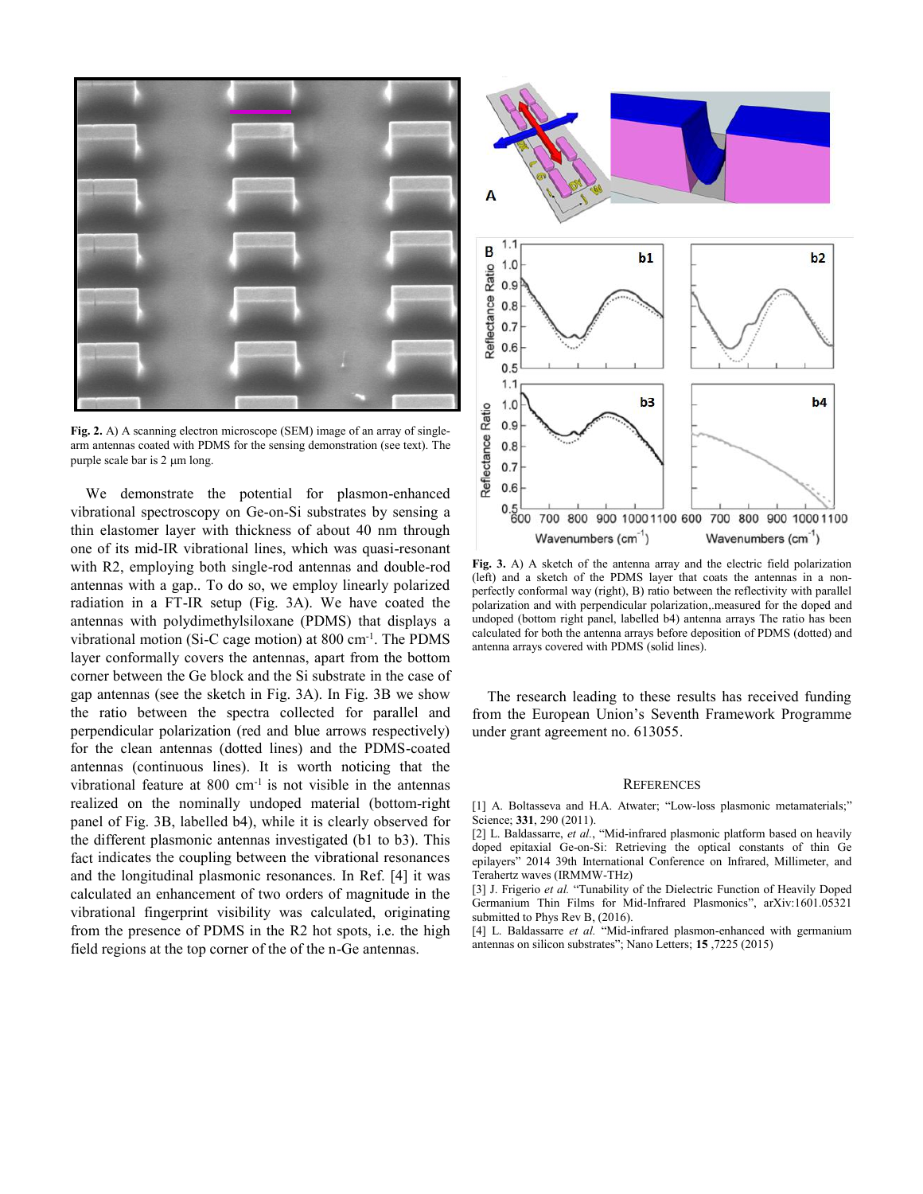**Fig. 2.** A) A scanning electron microscope (SEM) image of an array of single-arm antennas coated with PDMS for the sensing demonstration (see text). The purple scale bar is 2 μm long.

We demonstrate the potential for plasmon-enhanced vibrational spectroscopy on Ge-on-Si substrates by sensing a thin elastomer layer with thickness of about 40 nm through one of its mid-IR vibrational lines, which was quasi-resonant with R2, employing both single-rod antennas and double-rod antennas with a gap.. To do so, we employ linearly polarized radiation in a FT-IR setup (Fig. 3A). We have coated the antennas with polydimethylsiloxane (PDMS) that displays a vibrational motion (Si-C cage motion) at 800 $cm^{-1}$. The PDMS layer conformally covers the antennas, apart from the bottom corner between the Ge block and the Si substrate in the case of gap antennas (see the sketch in Fig. 3A). In Fig. 3B we show the ratio between the spectra collected for parallel and perpendicular polarization (red and blue arrows respectively) for the clean antennas (dotted lines) and the PDMS-coated antennas (continuous lines). It is worth noticing that the vibrational feature at 800 $cm^{-1}$ is not visible in the antennas realized on the nominally undoped material (bottom-right panel of Fig. 3B, labelled b4), while it is clearly observed for the different plasmonic antennas investigated (b1 to b3). This fact indicates the coupling between the vibrational resonances and the longitudinal plasmonic resonances. In Ref. [4] it was calculated an enhancement of two orders of magnitude in the vibrational fingerprint visibility was calculated, originating from the presence of PDMS in the R2 hot spots, i.e. the high field regions at the top corner of the of the n-Ge antennas.

A

B

b1

b2

b3

b4

Reflectance Ratio

1.1
1.0
0.9
0.8
0.7
0.6
0.5

600 700 800 900 1000 1100

Wavenumbers ($cm^{-1}$)

**Fig. 3.** A) A sketch of the antenna array and the electric field polarization (left) and a sketch of the PDMS layer that coats the antennas in a non-perfectly conformal way (right), B) ratio between the reflectivity with parallel polarization and with perpendicular polarization,.measured for the doped and undoped (bottom right panel, labelled b4) antenna arrays The ratio has been calculated for both the antenna arrays before deposition of PDMS (dotted) and antenna arrays covered with PDMS (solid lines).

The research leading to these results has received funding from the European Union's Seventh Framework Programme under grant agreement no. 613055.

## References

[1] A. Boltasseva and H.A. Atwater; "Low-loss plasmonic metamaterials;" Science; **331**, 290 (2011).

[2] L. Baldassarre, *et al.*, "Mid-infrared plasmonic platform based on heavily doped epitaxial Ge-on-Si: Retrieving the optical constants of thin Ge epilayers" 2014 39th International Conference on Infrared, Millimeter, and Terahertz waves (IRMMW-THz)

[3] J. Frigerio *et al.* "Tunability of the Dielectric Function of Heavily Doped Germanium Thin Films for Mid-Infrared Plasmonics", arXiv:1601.05321 submitted to Phys Rev B, (2016).

[4] L. Baldassarre *et al.* "Mid-infrared plasmon-enhanced with germanium antennas on silicon substrates"; Nano Letters; **15** ,7225 (2015)